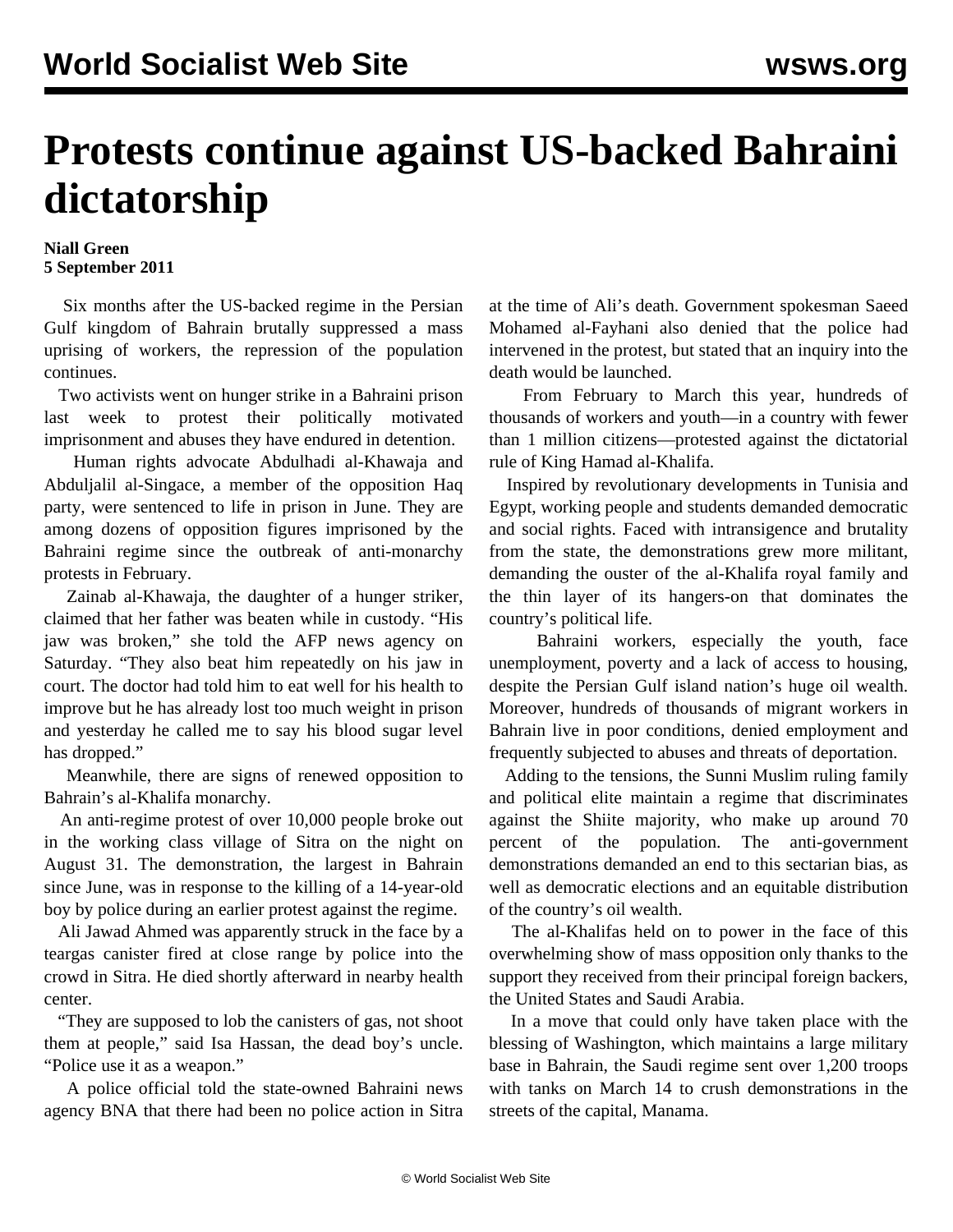# Protests continue against US-backed Bahraini dictatorship

**Niall Green**
**5 September 2011**

Six months after the US-backed regime in the Persian Gulf kingdom of Bahrain brutally suppressed a mass uprising of workers, the repression of the population continues.

Two activists went on hunger strike in a Bahraini prison last week to protest their politically motivated imprisonment and abuses they have endured in detention.

Human rights advocate Abdulhadi al-Khawaja and Abduljalil al-Singace, a member of the opposition Haq party, were sentenced to life in prison in June. They are among dozens of opposition figures imprisoned by the Bahraini regime since the outbreak of anti-monarchy protests in February.

Zainab al-Khawaja, the daughter of a hunger striker, claimed that her father was beaten while in custody. "His jaw was broken," she told the AFP news agency on Saturday. "They also beat him repeatedly on his jaw in court. The doctor had told him to eat well for his health to improve but he has already lost too much weight in prison and yesterday he called me to say his blood sugar level has dropped."

Meanwhile, there are signs of renewed opposition to Bahrain's al-Khalifa monarchy.

An anti-regime protest of over 10,000 people broke out in the working class village of Sitra on the night on August 31. The demonstration, the largest in Bahrain since June, was in response to the killing of a 14-year-old boy by police during an earlier protest against the regime.

Ali Jawad Ahmed was apparently struck in the face by a teargas canister fired at close range by police into the crowd in Sitra. He died shortly afterward in nearby health center.

"They are supposed to lob the canisters of gas, not shoot them at people," said Isa Hassan, the dead boy's uncle. "Police use it as a weapon."

A police official told the state-owned Bahraini news agency BNA that there had been no police action in Sitra at the time of Ali's death. Government spokesman Saeed Mohamed al-Fayhani also denied that the police had intervened in the protest, but stated that an inquiry into the death would be launched.

From February to March this year, hundreds of thousands of workers and youth—in a country with fewer than 1 million citizens—protested against the dictatorial rule of King Hamad al-Khalifa.

Inspired by revolutionary developments in Tunisia and Egypt, working people and students demanded democratic and social rights. Faced with intransigence and brutality from the state, the demonstrations grew more militant, demanding the ouster of the al-Khalifa royal family and the thin layer of its hangers-on that dominates the country's political life.

Bahraini workers, especially the youth, face unemployment, poverty and a lack of access to housing, despite the Persian Gulf island nation's huge oil wealth. Moreover, hundreds of thousands of migrant workers in Bahrain live in poor conditions, denied employment and frequently subjected to abuses and threats of deportation.

Adding to the tensions, the Sunni Muslim ruling family and political elite maintain a regime that discriminates against the Shiite majority, who make up around 70 percent of the population. The anti-government demonstrations demanded an end to this sectarian bias, as well as democratic elections and an equitable distribution of the country's oil wealth.

The al-Khalifas held on to power in the face of this overwhelming show of mass opposition only thanks to the support they received from their principal foreign backers, the United States and Saudi Arabia.

In a move that could only have taken place with the blessing of Washington, which maintains a large military base in Bahrain, the Saudi regime sent over 1,200 troops with tanks on March 14 to crush demonstrations in the streets of the capital, Manama.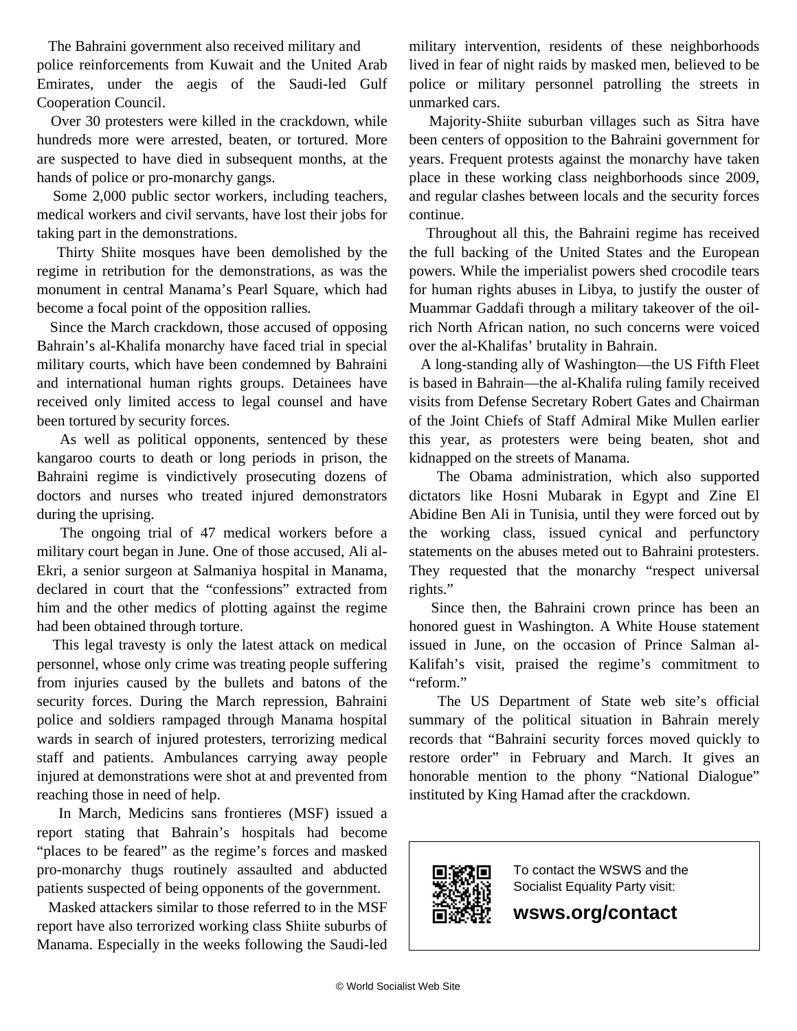The Bahraini government also received military and police reinforcements from Kuwait and the United Arab Emirates, under the aegis of the Saudi-led Gulf Cooperation Council.

Over 30 protesters were killed in the crackdown, while hundreds more were arrested, beaten, or tortured. More are suspected to have died in subsequent months, at the hands of police or pro-monarchy gangs.

Some 2,000 public sector workers, including teachers, medical workers and civil servants, have lost their jobs for taking part in the demonstrations.

Thirty Shiite mosques have been demolished by the regime in retribution for the demonstrations, as was the monument in central Manama's Pearl Square, which had become a focal point of the opposition rallies.

Since the March crackdown, those accused of opposing Bahrain's al-Khalifa monarchy have faced trial in special military courts, which have been condemned by Bahraini and international human rights groups. Detainees have received only limited access to legal counsel and have been tortured by security forces.

As well as political opponents, sentenced by these kangaroo courts to death or long periods in prison, the Bahraini regime is vindictively prosecuting dozens of doctors and nurses who treated injured demonstrators during the uprising.

The ongoing trial of 47 medical workers before a military court began in June. One of those accused, Ali al-Ekri, a senior surgeon at Salmaniya hospital in Manama, declared in court that the "confessions" extracted from him and the other medics of plotting against the regime had been obtained through torture.

This legal travesty is only the latest attack on medical personnel, whose only crime was treating people suffering from injuries caused by the bullets and batons of the security forces. During the March repression, Bahraini police and soldiers rampaged through Manama hospital wards in search of injured protesters, terrorizing medical staff and patients. Ambulances carrying away people injured at demonstrations were shot at and prevented from reaching those in need of help.

In March, Medicins sans frontieres (MSF) issued a report stating that Bahrain's hospitals had become "places to be feared" as the regime's forces and masked pro-monarchy thugs routinely assaulted and abducted patients suspected of being opponents of the government.

Masked attackers similar to those referred to in the MSF report have also terrorized working class Shiite suburbs of Manama. Especially in the weeks following the Saudi-led military intervention, residents of these neighborhoods lived in fear of night raids by masked men, believed to be police or military personnel patrolling the streets in unmarked cars.

Majority-Shiite suburban villages such as Sitra have been centers of opposition to the Bahraini government for years. Frequent protests against the monarchy have taken place in these working class neighborhoods since 2009, and regular clashes between locals and the security forces continue.

Throughout all this, the Bahraini regime has received the full backing of the United States and the European powers. While the imperialist powers shed crocodile tears for human rights abuses in Libya, to justify the ouster of Muammar Gaddafi through a military takeover of the oil-rich North African nation, no such concerns were voiced over the al-Khalifas' brutality in Bahrain.

A long-standing ally of Washington—the US Fifth Fleet is based in Bahrain—the al-Khalifa ruling family received visits from Defense Secretary Robert Gates and Chairman of the Joint Chiefs of Staff Admiral Mike Mullen earlier this year, as protesters were being beaten, shot and kidnapped on the streets of Manama.

The Obama administration, which also supported dictators like Hosni Mubarak in Egypt and Zine El Abidine Ben Ali in Tunisia, until they were forced out by the working class, issued cynical and perfunctory statements on the abuses meted out to Bahraini protesters. They requested that the monarchy "respect universal rights."

Since then, the Bahraini crown prince has been an honored guest in Washington. A White House statement issued in June, on the occasion of Prince Salman al-Kalifah's visit, praised the regime's commitment to "reform."

The US Department of State web site's official summary of the political situation in Bahrain merely records that "Bahraini security forces moved quickly to restore order" in February and March. It gives an honorable mention to the phony "National Dialogue" instituted by King Hamad after the crackdown.

To contact the WSWS and the Socialist Equality Party visit:

**wsws.org/contact**